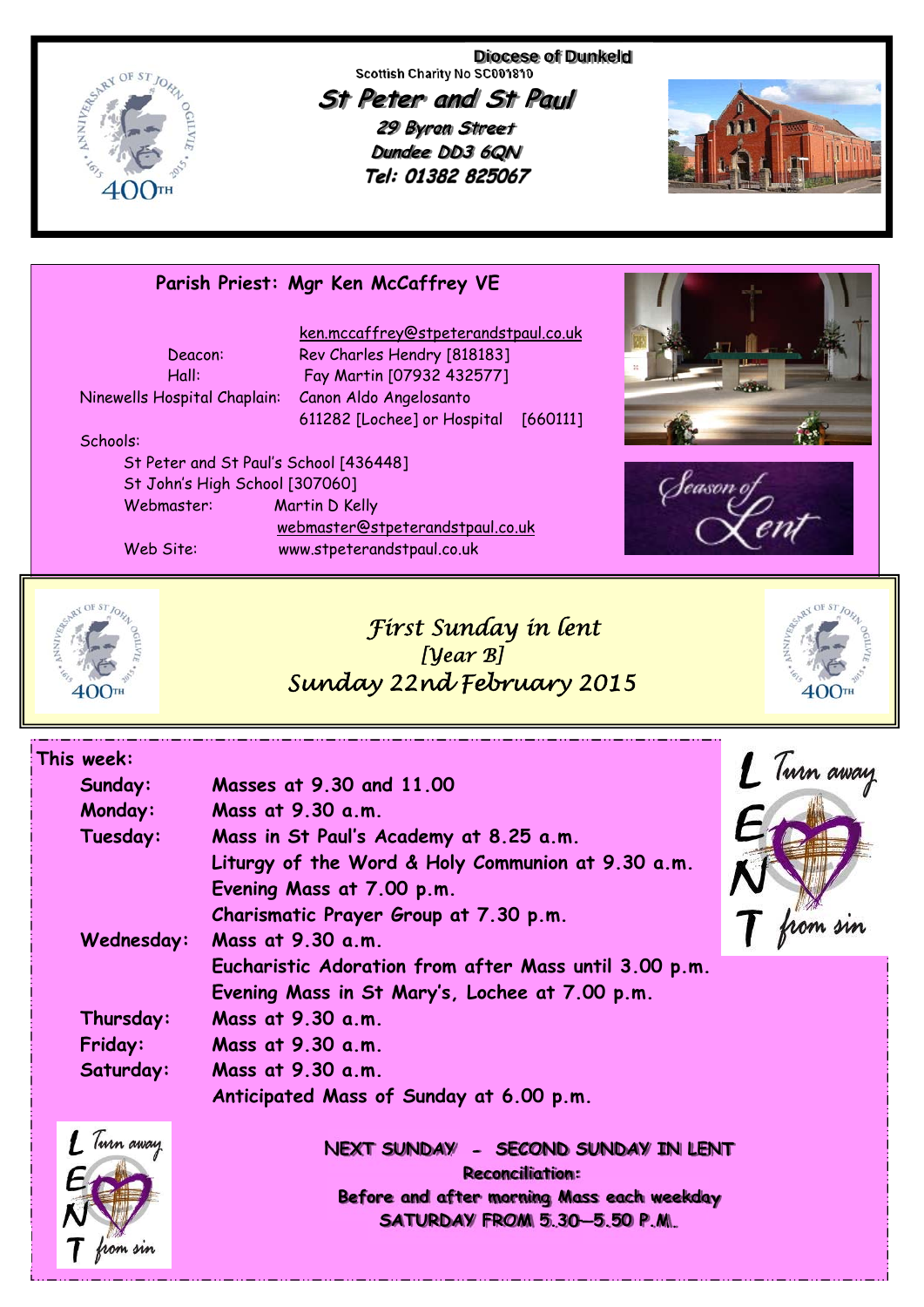Diocese of Dunkeld

Scottish Charity No SC001810

# St Peter and St Paul

29 Byron Street

Dundee DD3 6QN

Tel: 01382 825067

**Parish Priest: Mgr Ken McCaffrey VE**

| | |
|---|---|
| | ken.mccaffrey@stpeterandstpaul.co.uk |
| Deacon: | Rev Charles Hendry [818183] |
| Hall: | Fay Martin [07932 432577] |
| Ninewells Hospital Chaplain: | Canon Aldo Angelosanto 611282 [Lochee] or Hospital [660111] |

Schools:

St Peter and St Paul's School [436448]

St John's High School [307060]

Webmaster: Martin D Kelly

webmaster@stpeterandstpaul.co.uk

Web Site: www.stpeterandstpaul.co.uk

Season of Lent

## *First Sunday in lent*
## *[Year B]*
## *Sunday 22nd February 2015*

**This week:**

| | |
|---|---|
| **Sunday:** | **Masses at 9.30 and 11.00** |
| **Monday:** | **Mass at 9.30 a.m.** |
| **Tuesday:** | **Mass in St Paul's Academy at 8.25 a.m.** |
| | **Liturgy of the Word & Holy Communion at 9.30 a.m.** |
| | **Evening Mass at 7.00 p.m.** |
| | **Charismatic Prayer Group at 7.30 p.m.** |
| **Wednesday:** | **Mass at 9.30 a.m.** |
| | **Eucharistic Adoration from after Mass until 3.00 p.m.** |
| | **Evening Mass in St Mary's, Lochee at 7.00 p.m.** |
| **Thursday:** | **Mass at 9.30 a.m.** |
| **Friday:** | **Mass at 9.30 a.m.** |
| **Saturday:** | **Mass at 9.30 a.m.** |
| | **Anticipated Mass of Sunday at 6.00 p.m.** |

LENT — Turn away from sin

**NEXT SUNDAY - SECOND SUNDAY IN LENT**

**Reconciliation:**

**Before and after morning Mass each weekday**

**SATURDAY FROM 5.30—5.50 P.M.**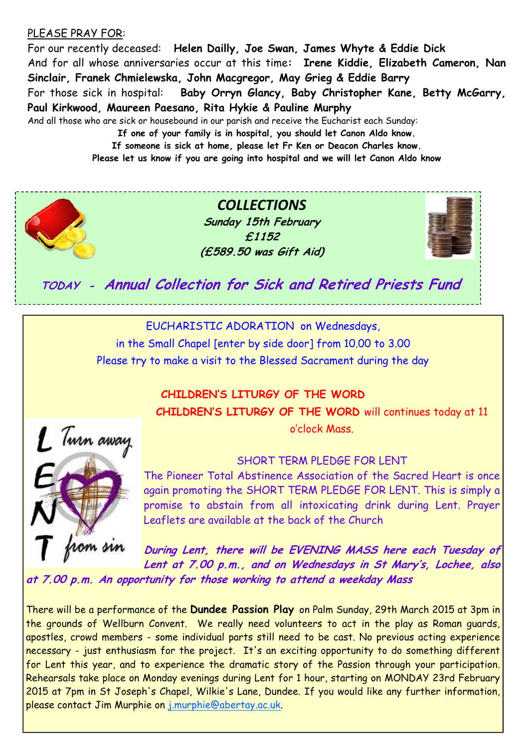PLEASE PRAY FOR:

For our recently deceased: **Helen Dailly, Joe Swan, James Whyte & Eddie Dick**

And for all whose anniversaries occur at this time: **Irene Kiddie, Elizabeth Cameron, Nan Sinclair, Franek Chmielewska, John Macgregor, May Grieg & Eddie Barry**

For those sick in hospital: **Baby Orryn Glancy, Baby Christopher Kane, Betty McGarry, Paul Kirkwood, Maureen Paesano, Rita Hykie & Pauline Murphy**

And all those who are sick or housebound in our parish and receive the Eucharist each Sunday:

**If one of your family is in hospital, you should let Canon Aldo know.**
**If someone is sick at home, please let Fr Ken or Deacon Charles know.**
**Please let us know if you are going into hospital and we will let Canon Aldo know**

## *COLLECTIONS*

***Sunday 15th February***
***£1152***
***(£589.50 was Gift Aid)***

***TODAY - Annual Collection for Sick and Retired Priests Fund***

EUCHARISTIC ADORATION on Wednesdays,
in the Small Chapel [enter by side door] from 10.00 to 3.00
Please try to make a visit to the Blessed Sacrament during the day

**CHILDREN'S LITURGY OF THE WORD**

**CHILDREN'S LITURGY OF THE WORD** will continues today at 11 o'clock Mass.

LENT Turn away from sin

SHORT TERM PLEDGE FOR LENT

The Pioneer Total Abstinence Association of the Sacred Heart is once again promoting the SHORT TERM PLEDGE FOR LENT. This is simply a promise to abstain from all intoxicating drink during Lent. Prayer Leaflets are available at the back of the Church

***During Lent, there will be EVENING MASS here each Tuesday of Lent at 7.00 p.m., and on Wednesdays in St Mary's, Lochee, also at 7.00 p.m. An opportunity for those working to attend a weekday Mass***

There will be a performance of the **Dundee Passion Play** on Palm Sunday, 29th March 2015 at 3pm in the grounds of Wellburn Convent. We really need volunteers to act in the play as Roman guards, apostles, crowd members - some individual parts still need to be cast. No previous acting experience necessary - just enthusiasm for the project. It's an exciting opportunity to do something different for Lent this year, and to experience the dramatic story of the Passion through your participation. Rehearsals take place on Monday evenings during Lent for 1 hour, starting on MONDAY 23rd February 2015 at 7pm in St Joseph's Chapel, Wilkie's Lane, Dundee. If you would like any further information, please contact Jim Murphie on j.murphie@abertay.ac.uk.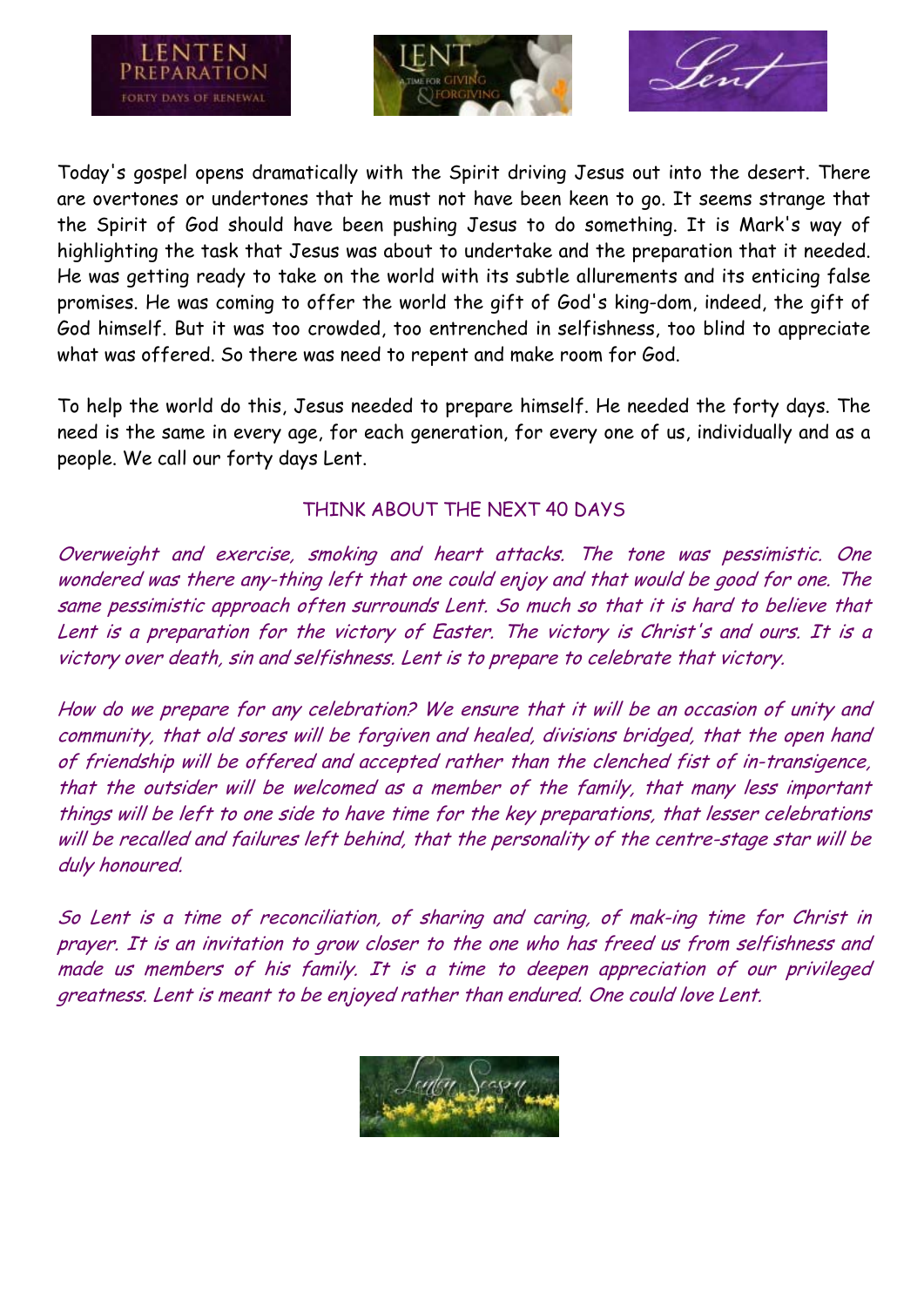Today's gospel opens dramatically with the Spirit driving Jesus out into the desert. There are overtones or undertones that he must not have been keen to go. It seems strange that the Spirit of God should have been pushing Jesus to do something. It is Mark's way of highlighting the task that Jesus was about to undertake and the preparation that it needed. He was getting ready to take on the world with its subtle allurements and its enticing false promises. He was coming to offer the world the gift of God's king-dom, indeed, the gift of God himself. But it was too crowded, too entrenched in selfishness, too blind to appreciate what was offered. So there was need to repent and make room for God.

To help the world do this, Jesus needed to prepare himself. He needed the forty days. The need is the same in every age, for each generation, for every one of us, individually and as a people. We call our forty days Lent.

## THINK ABOUT THE NEXT 40 DAYS

*Overweight and exercise, smoking and heart attacks. The tone was pessimistic. One wondered was there any-thing left that one could enjoy and that would be good for one. The same pessimistic approach often surrounds Lent. So much so that it is hard to believe that Lent is a preparation for the victory of Easter. The victory is Christ's and ours. It is a victory over death, sin and selfishness. Lent is to prepare to celebrate that victory.*

*How do we prepare for any celebration? We ensure that it will be an occasion of unity and community, that old sores will be forgiven and healed, divisions bridged, that the open hand of friendship will be offered and accepted rather than the clenched fist of in-transigence, that the outsider will be welcomed as a member of the family, that many less important things will be left to one side to have time for the key preparations, that lesser celebrations will be recalled and failures left behind, that the personality of the centre-stage star will be duly honoured.*

*So Lent is a time of reconciliation, of sharing and caring, of mak-ing time for Christ in prayer. It is an invitation to grow closer to the one who has freed us from selfishness and made us members of his family. It is a time to deepen appreciation of our privileged greatness. Lent is meant to be enjoyed rather than endured. One could love Lent.*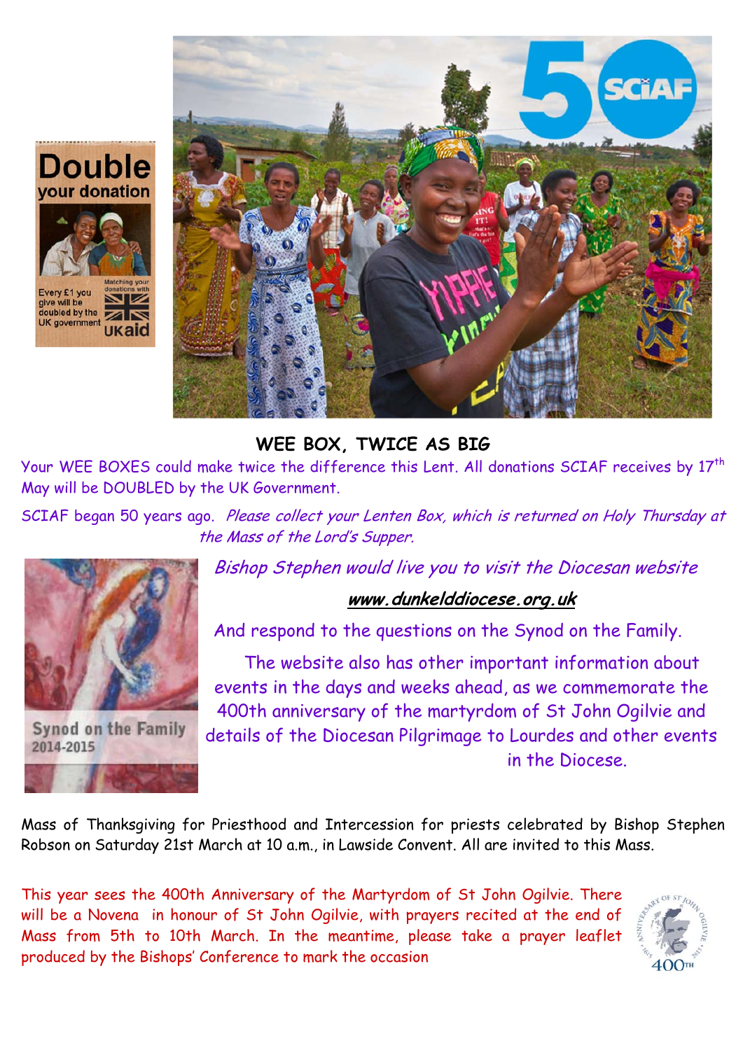## WEE BOX, TWICE AS BIG

Your WEE BOXES could make twice the difference this Lent. All donations SCIAF receives by 17th May will be DOUBLED by the UK Government.

SCIAF began 50 years ago. *Please collect your Lenten Box, which is returned on Holy Thursday at the Mass of the Lord's Supper.*

*Bishop Stephen would live you to visit the Diocesan website*

***www.dunkelddiocese.org.uk***

And respond to the questions on the Synod on the Family.

The website also has other important information about events in the days and weeks ahead, as we commemorate the 400th anniversary of the martyrdom of St John Ogilvie and details of the Diocesan Pilgrimage to Lourdes and other events in the Diocese.

Mass of Thanksgiving for Priesthood and Intercession for priests celebrated by Bishop Stephen Robson on Saturday 21st March at 10 a.m., in Lawside Convent. All are invited to this Mass.

This year sees the 400th Anniversary of the Martyrdom of St John Ogilvie. There will be a Novena in honour of St John Ogilvie, with prayers recited at the end of Mass from 5th to 10th March. In the meantime, please take a prayer leaflet produced by the Bishops' Conference to mark the occasion